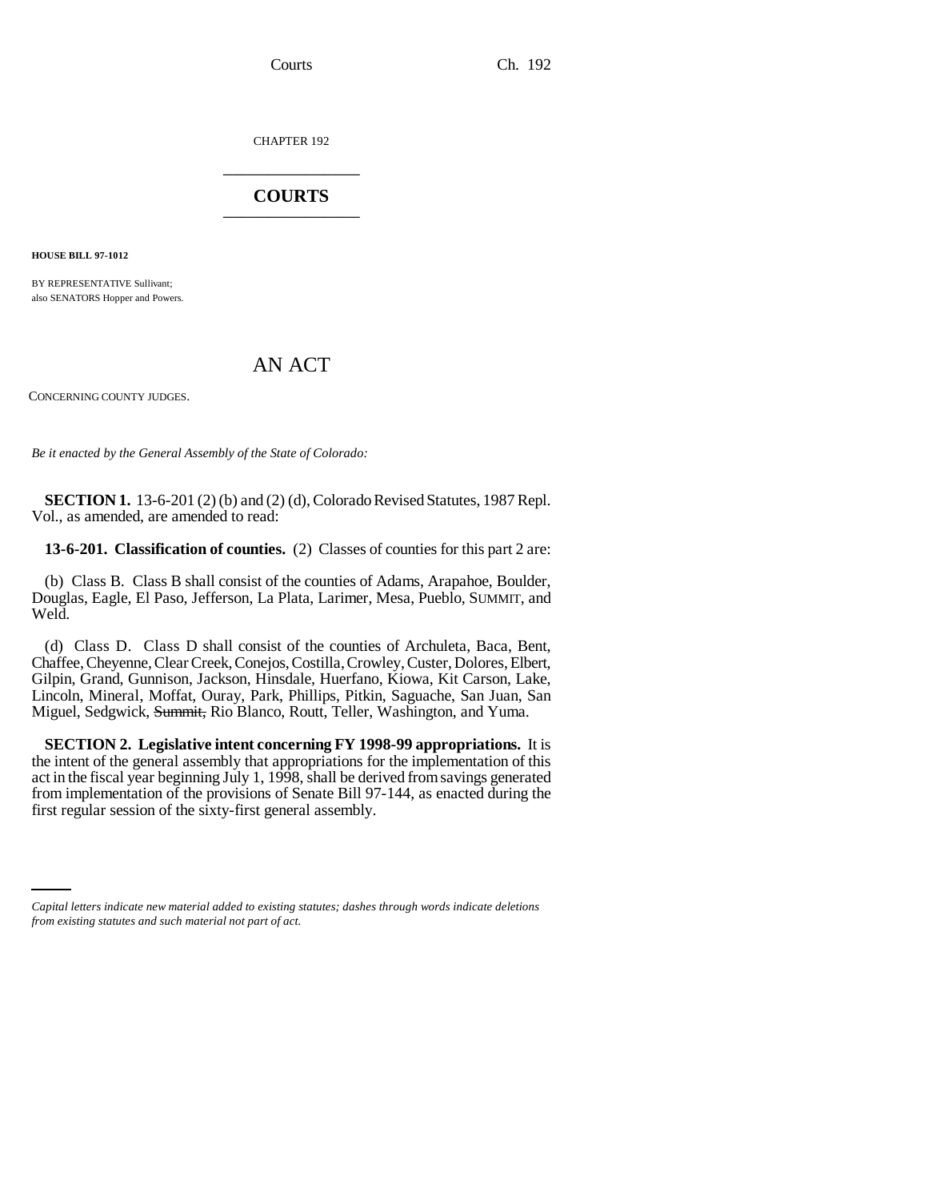CHAPTER 192

# COURTS

**HOUSE BILL 97-1012**

BY REPRESENTATIVE Sullivant;
also SENATORS Hopper and Powers.

## AN ACT

CONCERNING COUNTY JUDGES.

*Be it enacted by the General Assembly of the State of Colorado:*

**SECTION 1.** 13-6-201 (2) (b) and (2) (d), Colorado Revised Statutes, 1987 Repl. Vol., as amended, are amended to read:

**13-6-201. Classification of counties.** (2) Classes of counties for this part 2 are:

(b) Class B. Class B shall consist of the counties of Adams, Arapahoe, Boulder, Douglas, Eagle, El Paso, Jefferson, La Plata, Larimer, Mesa, Pueblo, SUMMIT, and Weld.

(d) Class D. Class D shall consist of the counties of Archuleta, Baca, Bent, Chaffee, Cheyenne, Clear Creek, Conejos, Costilla, Crowley, Custer, Dolores, Elbert, Gilpin, Grand, Gunnison, Jackson, Hinsdale, Huerfano, Kiowa, Kit Carson, Lake, Lincoln, Mineral, Moffat, Ouray, Park, Phillips, Pitkin, Saguache, San Juan, San Miguel, Sedgwick, ~~Summit,~~ Rio Blanco, Routt, Teller, Washington, and Yuma.

**SECTION 2. Legislative intent concerning FY 1998-99 appropriations.** It is the intent of the general assembly that appropriations for the implementation of this act in the fiscal year beginning July 1, 1998, shall be derived from savings generated from implementation of the provisions of Senate Bill 97-144, as enacted during the first regular session of the sixty-first general assembly.

*Capital letters indicate new material added to existing statutes; dashes through words indicate deletions from existing statutes and such material not part of act.*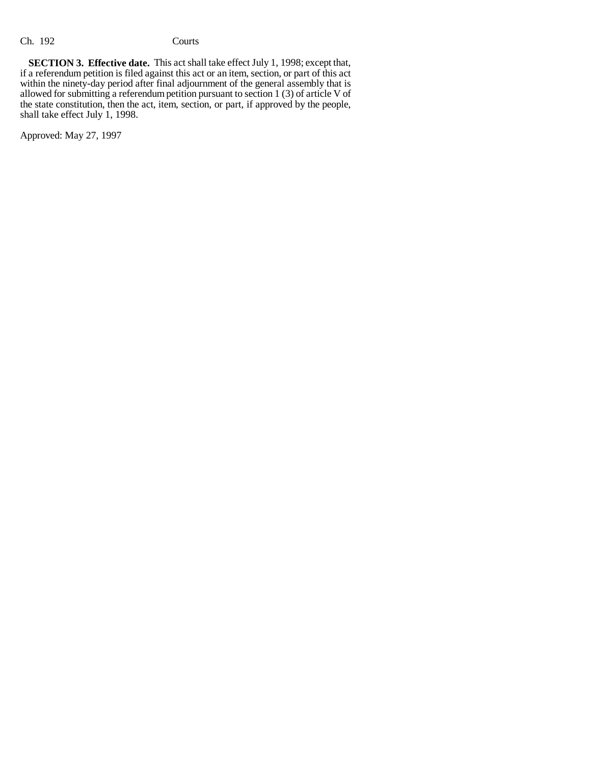**SECTION 3. Effective date.** This act shall take effect July 1, 1998; except that, if a referendum petition is filed against this act or an item, section, or part of this act within the ninety-day period after final adjournment of the general assembly that is allowed for submitting a referendum petition pursuant to section 1 (3) of article V of the state constitution, then the act, item, section, or part, if approved by the people, shall take effect July 1, 1998.

Approved: May 27, 1997